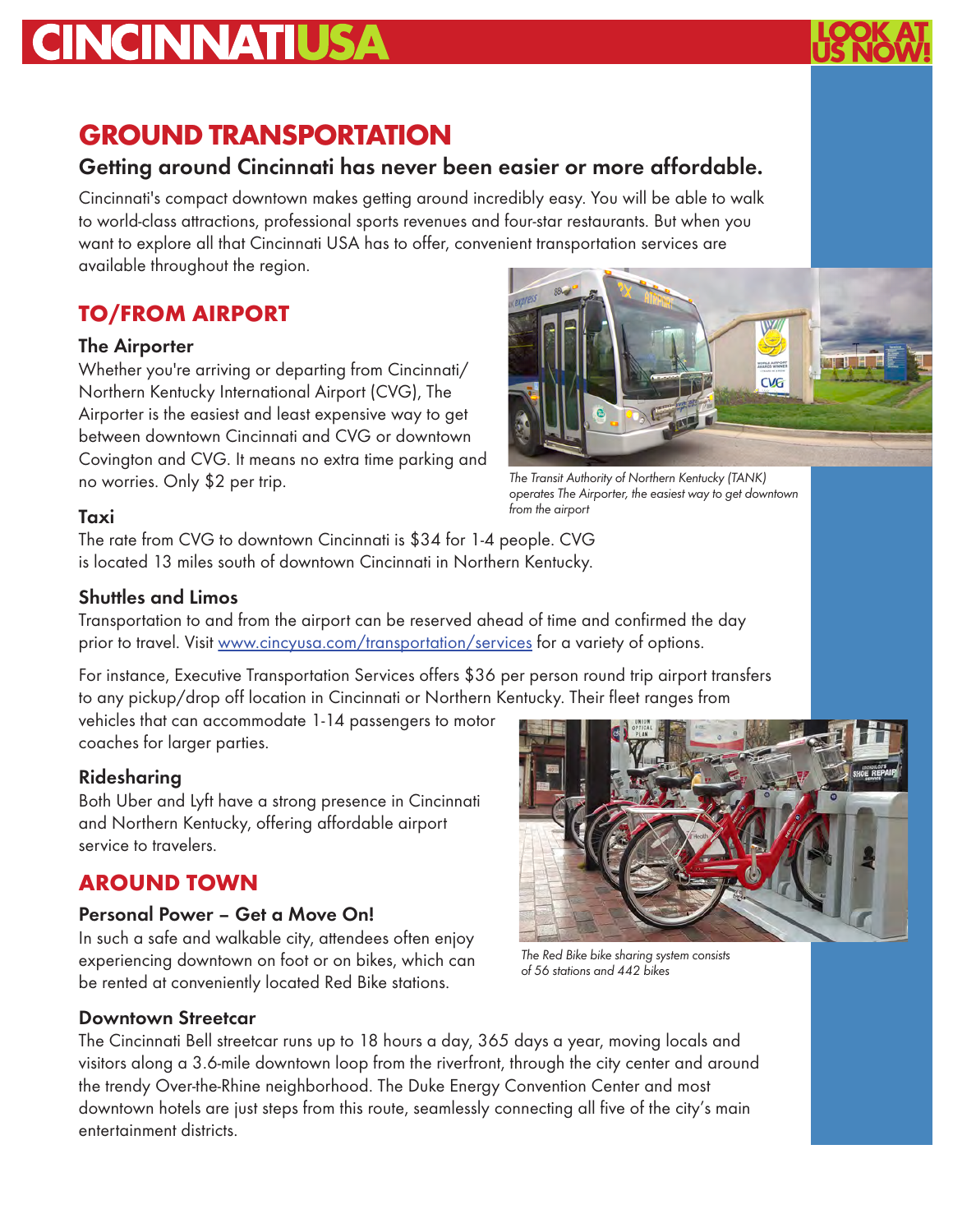# CINCINNATIUSA

LOOK AT US NOW!

## GROUND TRANSPORTATION

### Getting around Cincinnati has never been easier or more affordable.

Cincinnati's compact downtown makes getting around incredibly easy. You will be able to walk to world-class attractions, professional sports revenues and four-star restaurants. But when you want to explore all that Cincinnati USA has to offer, convenient transportation services are available throughout the region.

## TO/FROM AIRPORT

### The Airporter

Whether you're arriving or departing from Cincinnati/ Northern Kentucky International Airport (CVG), The Airporter is the easiest and least expensive way to get between downtown Cincinnati and CVG or downtown Covington and CVG. It means no extra time parking and no worries. Only $2 per trip.

*The Transit Authority of Northern Kentucky (TANK) operates The Airporter, the easiest way to get downtown from the airport*

### Taxi

The rate from CVG to downtown Cincinnati is $34 for 1-4 people. CVG is located 13 miles south of downtown Cincinnati in Northern Kentucky.

### Shuttles and Limos

Transportation to and from the airport can be reserved ahead of time and confirmed the day prior to travel. Visit www.cincyusa.com/transportation/services for a variety of options.

For instance, Executive Transportation Services offers $36 per person round trip airport transfers to any pickup/drop off location in Cincinnati or Northern Kentucky. Their fleet ranges from vehicles that can accommodate 1-14 passengers to motor coaches for larger parties.

### Ridesharing

Both Uber and Lyft have a strong presence in Cincinnati and Northern Kentucky, offering affordable airport service to travelers.

## AROUND TOWN

### Personal Power – Get a Move On!

In such a safe and walkable city, attendees often enjoy experiencing downtown on foot or on bikes, which can be rented at conveniently located Red Bike stations.

*The Red Bike bike sharing system consists of 56 stations and 442 bikes*

### Downtown Streetcar

The Cincinnati Bell streetcar runs up to 18 hours a day, 365 days a year, moving locals and visitors along a 3.6-mile downtown loop from the riverfront, through the city center and around the trendy Over-the-Rhine neighborhood. The Duke Energy Convention Center and most downtown hotels are just steps from this route, seamlessly connecting all five of the city's main entertainment districts.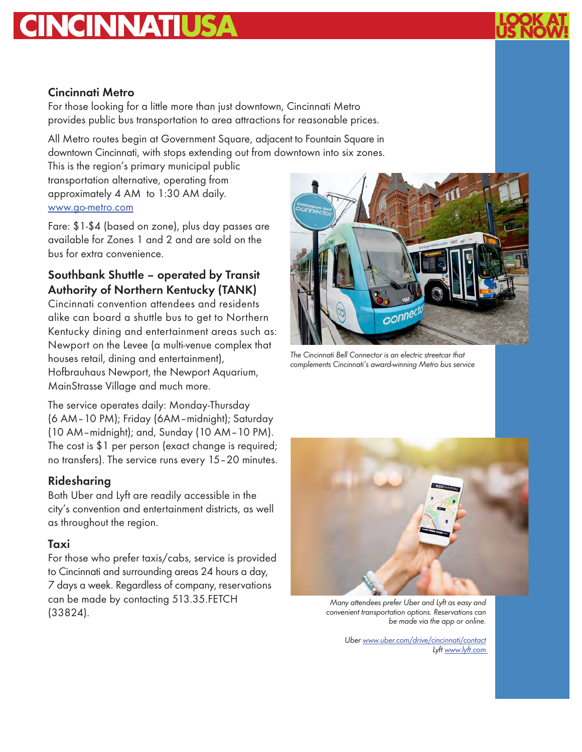## Cincinnati Metro

For those looking for a little more than just downtown, Cincinnati Metro provides public bus transportation to area attractions for reasonable prices.

All Metro routes begin at Government Square, adjacent to Fountain Square in downtown Cincinnati, with stops extending out from downtown into six zones. This is the region's primary municipal public transportation alternative, operating from approximately 4 AM to 1:30 AM daily. www.go-metro.com

Fare: $1-$4 (based on zone), plus day passes are available for Zones 1 and 2 and are sold on the bus for extra convenience.

## Southbank Shuttle – operated by Transit Authority of Northern Kentucky (TANK)

Cincinnati convention attendees and residents alike can board a shuttle bus to get to Northern Kentucky dining and entertainment areas such as: Newport on the Levee (a multi-venue complex that houses retail, dining and entertainment), Hofbrauhaus Newport, the Newport Aquarium, MainStrasse Village and much more.

The service operates daily: Monday-Thursday (6 AM–10 PM); Friday (6AM–midnight); Saturday (10 AM–midnight); and, Sunday (10 AM–10 PM). The cost is $1 per person (exact change is required; no transfers). The service runs every 15–20 minutes.

*The Cincinnati Bell Connector is an electric streetcar that complements Cincinnati's award-winning Metro bus service*

## Ridesharing

Both Uber and Lyft are readily accessible in the city's convention and entertainment districts, as well as throughout the region.

## Taxi

For those who prefer taxis/cabs, service is provided to Cincinnati and surrounding areas 24 hours a day, 7 days a week. Regardless of company, reservations can be made by contacting 513.35.FETCH (33824).

*Many attendees prefer Uber and Lyft as easy and convenient transportation options. Reservations can be made via the app or online.*

*Uber www.uber.com/drive/cincinnati/contact*
*Lyft www.lyft.com*